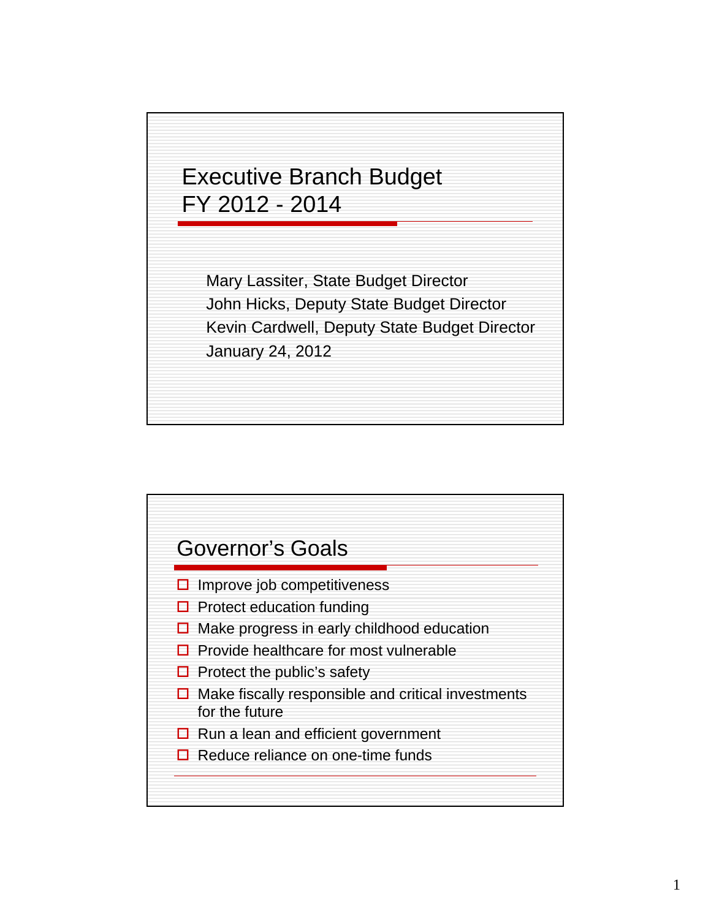# Executive Branch Budget FY 2012 - 2014

Mary Lassiter, State Budget Director
John Hicks, Deputy State Budget Director
Kevin Cardwell, Deputy State Budget Director
January 24, 2012

## Governor's Goals

- Improve job competitiveness
- Protect education funding
- Make progress in early childhood education
- Provide healthcare for most vulnerable
- Protect the public's safety
- Make fiscally responsible and critical investments for the future
- Run a lean and efficient government
- Reduce reliance on one-time funds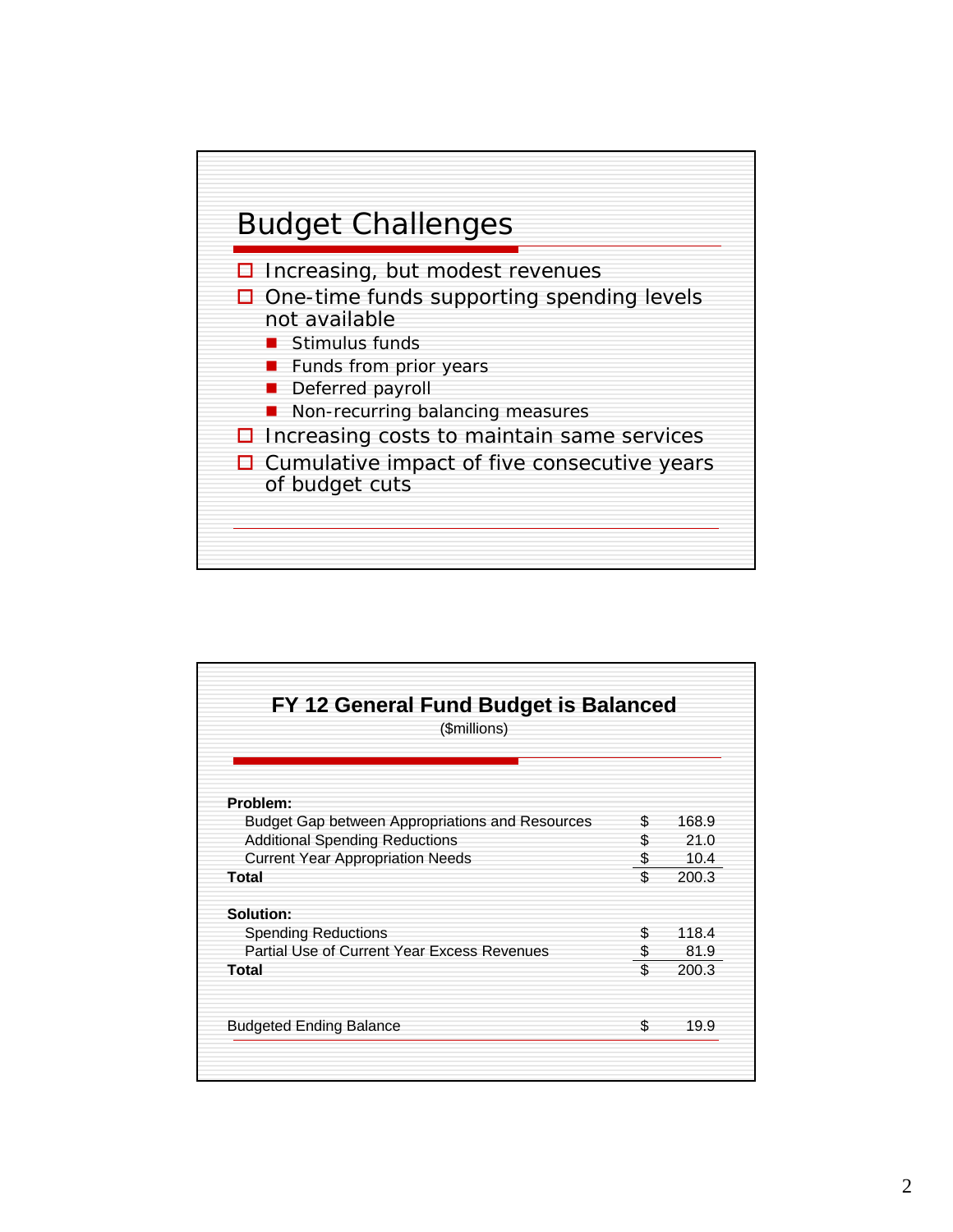## Budget Challenges

- Increasing, but modest revenues
- One-time funds supporting spending levels not available
  - Stimulus funds
  - Funds from prior years
  - Deferred payroll
  - Non-recurring balancing measures
- Increasing costs to maintain same services
- Cumulative impact of five consecutive years of budget cuts

## FY 12 General Fund Budget is Balanced

($millions)

| | | |
|---|---|---|
| **Problem:** | | |
| Budget Gap between Appropriations and Resources | $ | 168.9 |
| Additional Spending Reductions | $ | 21.0 |
| Current Year Appropriation Needs | $ | 10.4 |
| **Total** | $ | 200.3 |
| **Solution:** | | |
| Spending Reductions | $ | 118.4 |
| Partial Use of Current Year Excess Revenues | $ | 81.9 |
| **Total** | $ | 200.3 |
| Budgeted Ending Balance | $ | 19.9 |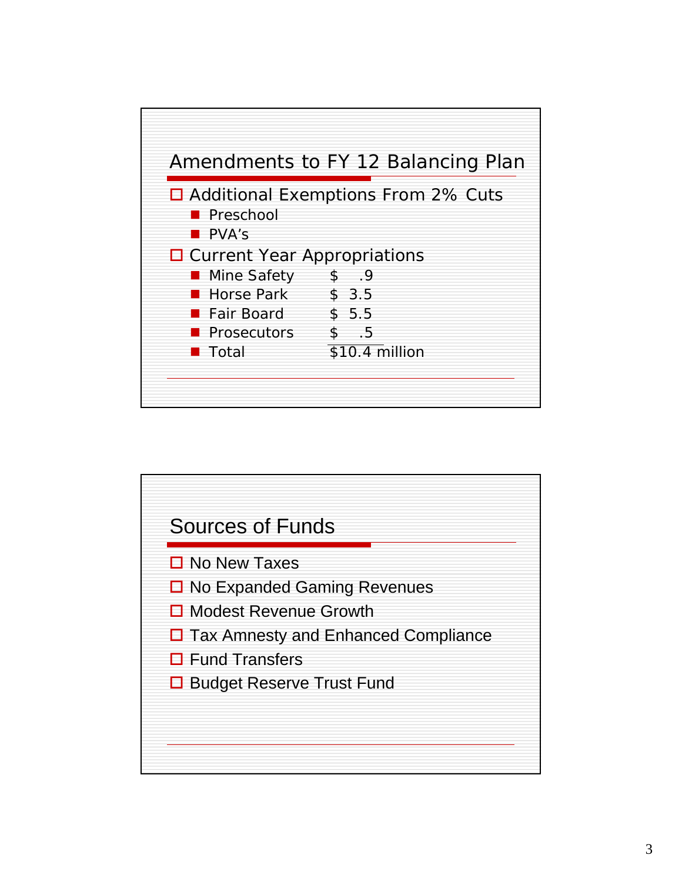## Amendments to FY 12 Balancing Plan

- Additional Exemptions From 2% Cuts
  - Preschool
  - PVA's
- Current Year Appropriations
  - Mine Safety $ .9
  - Horse Park $ 3.5
  - Fair Board $ 5.5
  - Prosecutors $ .5
  - Total $10.4 million

## Sources of Funds

- No New Taxes
- No Expanded Gaming Revenues
- Modest Revenue Growth
- Tax Amnesty and Enhanced Compliance
- Fund Transfers
- Budget Reserve Trust Fund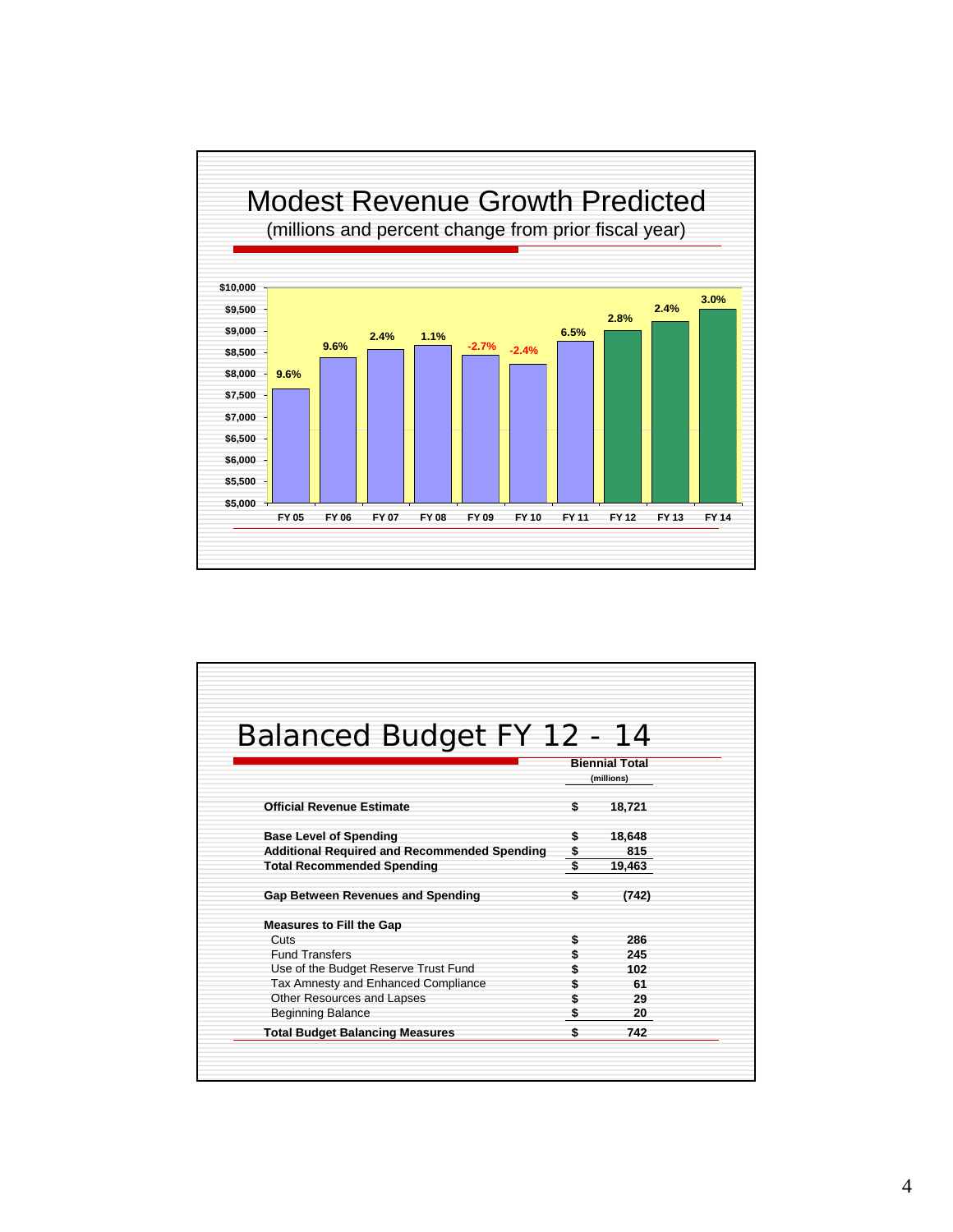## Modest Revenue Growth Predicted

(millions and percent change from prior fiscal year)

| Fiscal Year | Percent Change |
|---|---|
| FY 05 | 9.6% |
| FY 06 | 9.6% |
| FY 07 | 2.4% |
| FY 08 | 1.1% |
| FY 09 | -2.7% |
| FY 10 | -2.4% |
| FY 11 | 6.5% |
| FY 12 | 2.8% |
| FY 13 | 2.4% |
| FY 14 | 3.0% |

## Balanced Budget FY 12 - 14

| | Biennial Total (millions) |
|---|---|
| **Official Revenue Estimate** | $ 18,721 |
| **Base Level of Spending** | $ 18,648 |
| **Additional Required and Recommended Spending** | $ 815 |
| **Total Recommended Spending** | $ 19,463 |
| **Gap Between Revenues and Spending** | $ (742) |
| **Measures to Fill the Gap** | |
| Cuts | $ 286 |
| Fund Transfers | $ 245 |
| Use of the Budget Reserve Trust Fund | $ 102 |
| Tax Amnesty and Enhanced Compliance | $ 61 |
| Other Resources and Lapses | $ 29 |
| Beginning Balance | $ 20 |
| **Total Budget Balancing Measures** | $ 742 |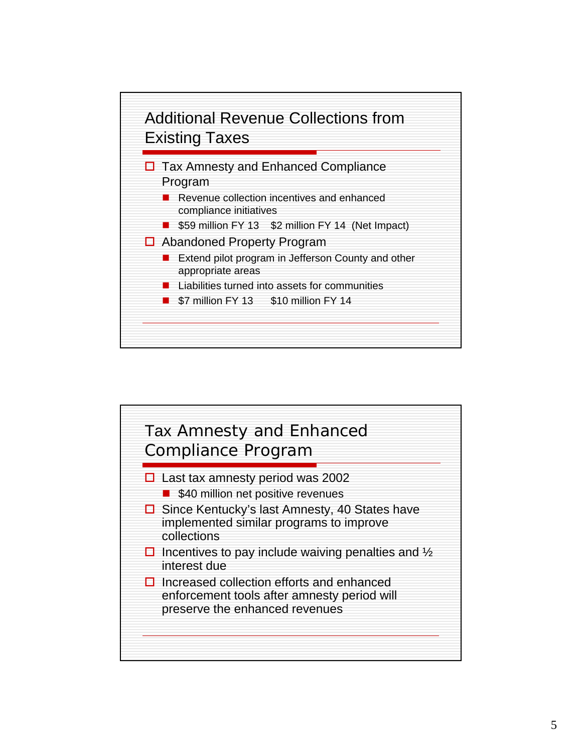## Additional Revenue Collections from Existing Taxes

- Tax Amnesty and Enhanced Compliance Program
  - Revenue collection incentives and enhanced compliance initiatives
  - $59 million FY 13    $2 million FY 14  (Net Impact)
- Abandoned Property Program
  - Extend pilot program in Jefferson County and other appropriate areas
  - Liabilities turned into assets for communities
  - $7 million FY 13      $10 million FY 14

## Tax Amnesty and Enhanced Compliance Program

- Last tax amnesty period was 2002
  - $40 million net positive revenues
- Since Kentucky's last Amnesty, 40 States have implemented similar programs to improve collections
- Incentives to pay include waiving penalties and ½ interest due
- Increased collection efforts and enhanced enforcement tools after amnesty period will preserve the enhanced revenues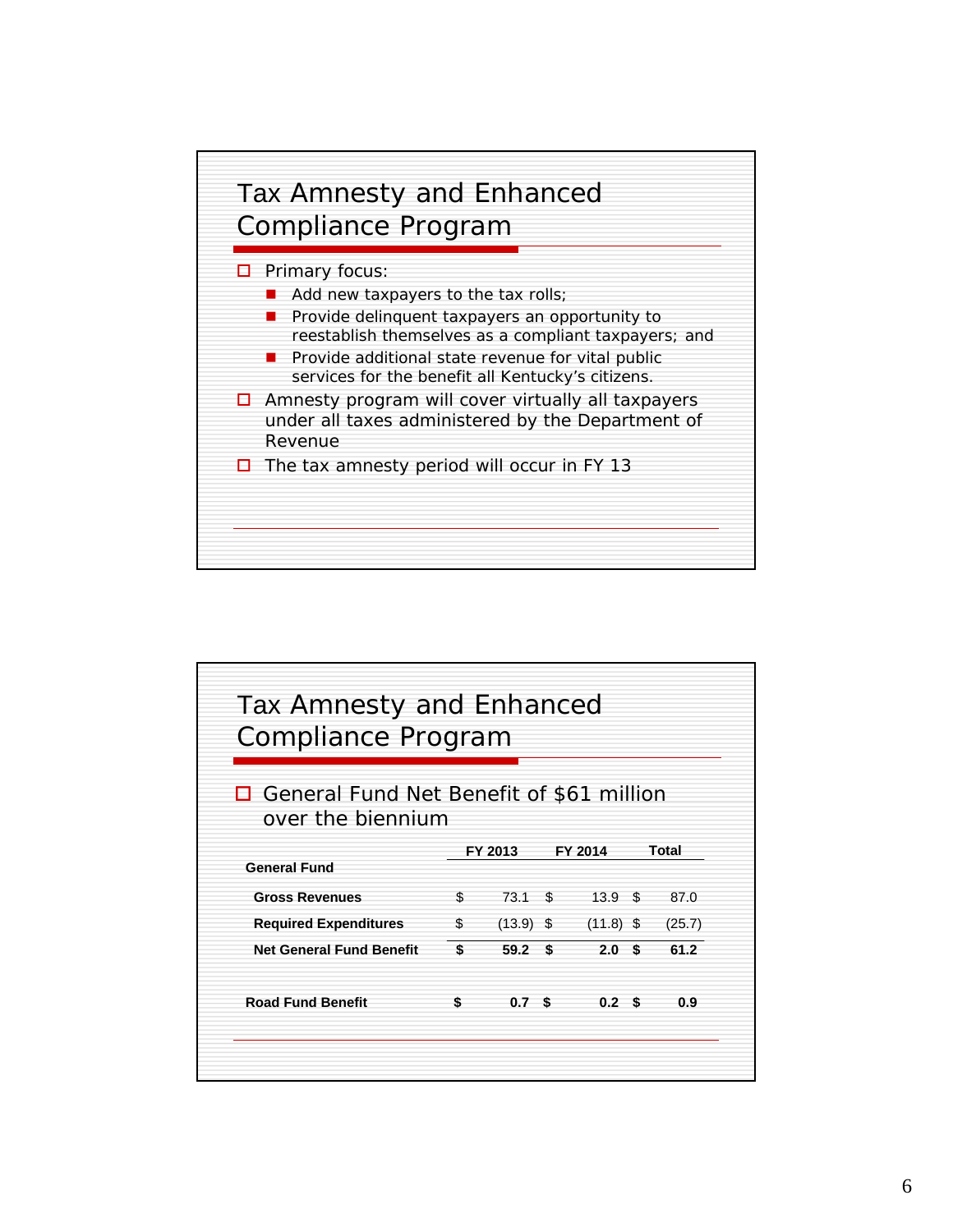## Tax Amnesty and Enhanced Compliance Program

- Primary focus:
  - Add new taxpayers to the tax rolls;
  - Provide delinquent taxpayers an opportunity to reestablish themselves as a compliant taxpayers; and
  - Provide additional state revenue for vital public services for the benefit all Kentucky's citizens.
- Amnesty program will cover virtually all taxpayers under all taxes administered by the Department of Revenue
- The tax amnesty period will occur in FY 13

## Tax Amnesty and Enhanced Compliance Program

- General Fund Net Benefit of $61 million over the biennium

| | FY 2013 | FY 2014 | Total |
|---|---|---|---|
| **General Fund** | | | |
| **Gross Revenues** | $ 73.1 | $ 13.9 | $ 87.0 |
| **Required Expenditures** | $ (13.9) | $ (11.8) | $ (25.7) |
| **Net General Fund Benefit** | **$ 59.2** | **$ 2.0** | **$ 61.2** |
| | | | |
| **Road Fund Benefit** | **$ 0.7** | **$ 0.2** | **$ 0.9** |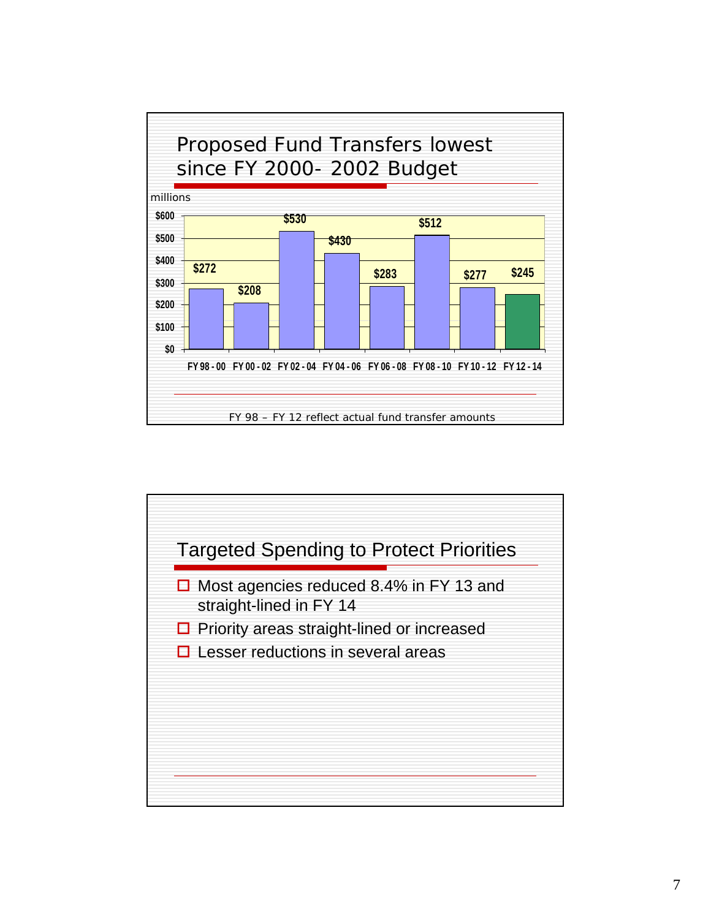## Proposed Fund Transfers lowest since FY 2000- 2002 Budget

millions

| Period | Amount |
|---|---|
| FY 98 - 00 | $272 |
| FY 00 - 02 | $208 |
| FY 02 - 04 | $530 |
| FY 04 - 06 | $430 |
| FY 06 - 08 | $283 |
| FY 08 - 10 | $512 |
| FY 10 - 12 | $277 |
| FY 12 - 14 | $245 |

FY 98 – FY 12 reflect actual fund transfer amounts

## Targeted Spending to Protect Priorities

- Most agencies reduced 8.4% in FY 13 and straight-lined in FY 14
- Priority areas straight-lined or increased
- Lesser reductions in several areas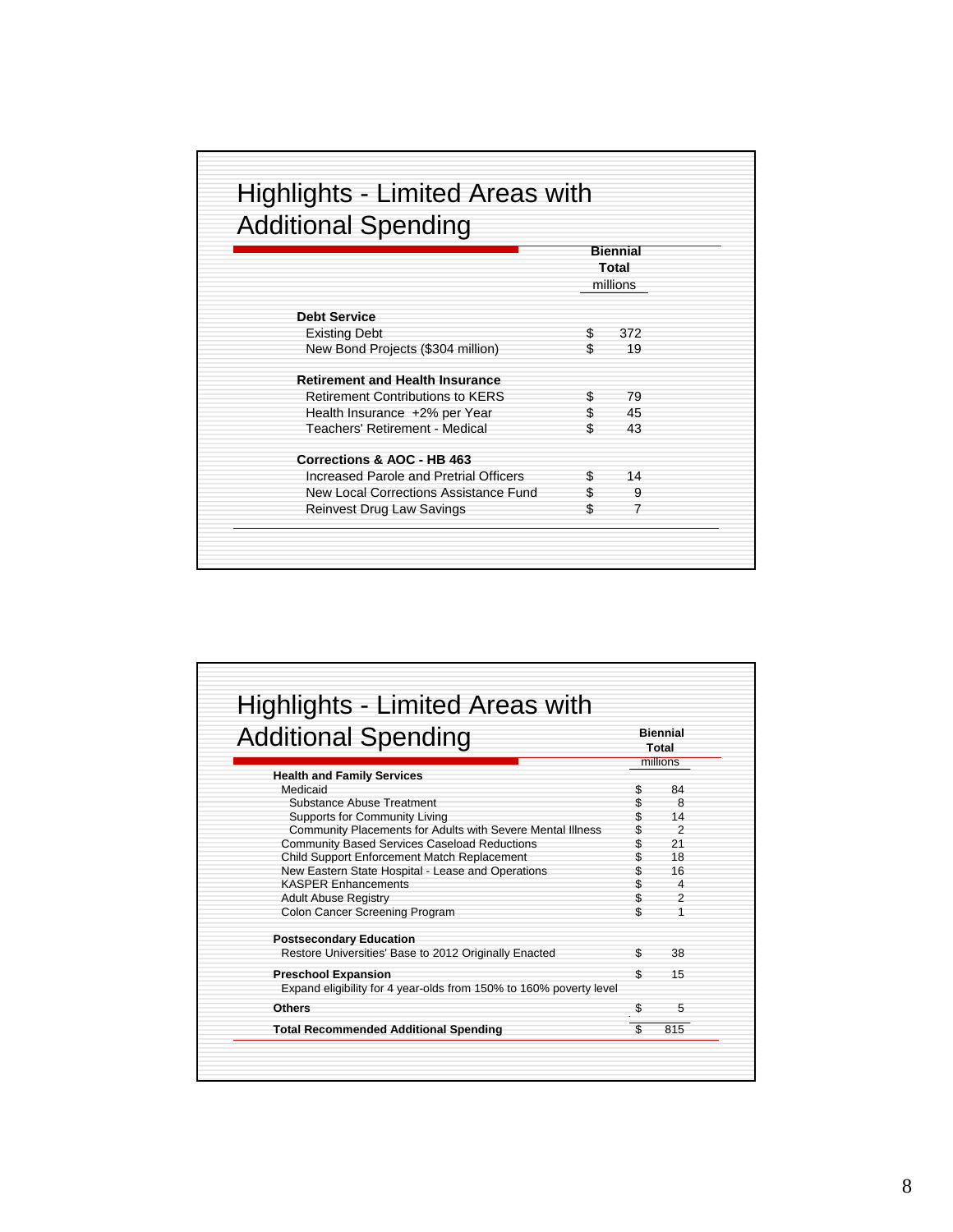## Highlights - Limited Areas with Additional Spending

| | Biennial Total millions |
|---|---|
| **Debt Service** | |
| Existing Debt | $ 372 |
| New Bond Projects ($304 million) | $ 19 |
| **Retirement and Health Insurance** | |
| Retirement Contributions to KERS | $ 79 |
| Health Insurance +2% per Year | $ 45 |
| Teachers' Retirement - Medical | $ 43 |
| **Corrections & AOC - HB 463** | |
| Increased Parole and Pretrial Officers | $ 14 |
| New Local Corrections Assistance Fund | $ 9 |
| Reinvest Drug Law Savings | $ 7 |

## Highlights - Limited Areas with Additional Spending

| | Biennial Total millions |
|---|---|
| **Health and Family Services** | |
| Medicaid | $ 84 |
| Substance Abuse Treatment | $ 8 |
| Supports for Community Living | $ 14 |
| Community Placements for Adults with Severe Mental Illness | $ 2 |
| Community Based Services Caseload Reductions | $ 21 |
| Child Support Enforcement Match Replacement | $ 18 |
| New Eastern State Hospital - Lease and Operations | $ 16 |
| KASPER Enhancements | $ 4 |
| Adult Abuse Registry | $ 2 |
| Colon Cancer Screening Program | $ 1 |
| **Postsecondary Education** | |
| Restore Universities' Base to 2012 Originally Enacted | $ 38 |
| **Preschool Expansion** | $ 15 |
| Expand eligibility for 4 year-olds from 150% to 160% poverty level | |
| **Others** | $ 5 |
| **Total Recommended Additional Spending** | $ 815 |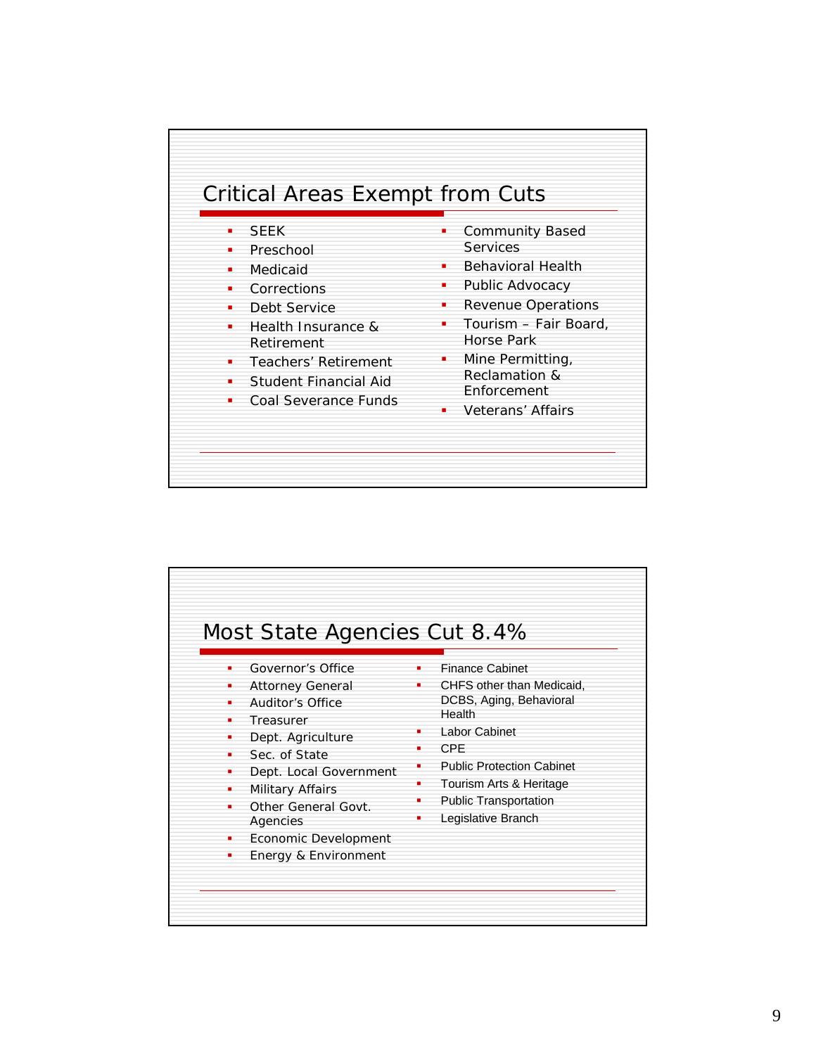## Critical Areas Exempt from Cuts

- SEEK
- Preschool
- Medicaid
- Corrections
- Debt Service
- Health Insurance & Retirement
- Teachers' Retirement
- Student Financial Aid
- Coal Severance Funds
- Community Based Services
- Behavioral Health
- Public Advocacy
- Revenue Operations
- Tourism – Fair Board, Horse Park
- Mine Permitting, Reclamation & Enforcement
- Veterans' Affairs

## Most State Agencies Cut 8.4%

- Governor's Office
- Attorney General
- Auditor's Office
- Treasurer
- Dept. Agriculture
- Sec. of State
- Dept. Local Government
- Military Affairs
- Other General Govt. Agencies
- Economic Development
- Energy & Environment
- Finance Cabinet
- CHFS other than Medicaid, DCBS, Aging, Behavioral Health
- Labor Cabinet
- CPE
- Public Protection Cabinet
- Tourism Arts & Heritage
- Public Transportation
- Legislative Branch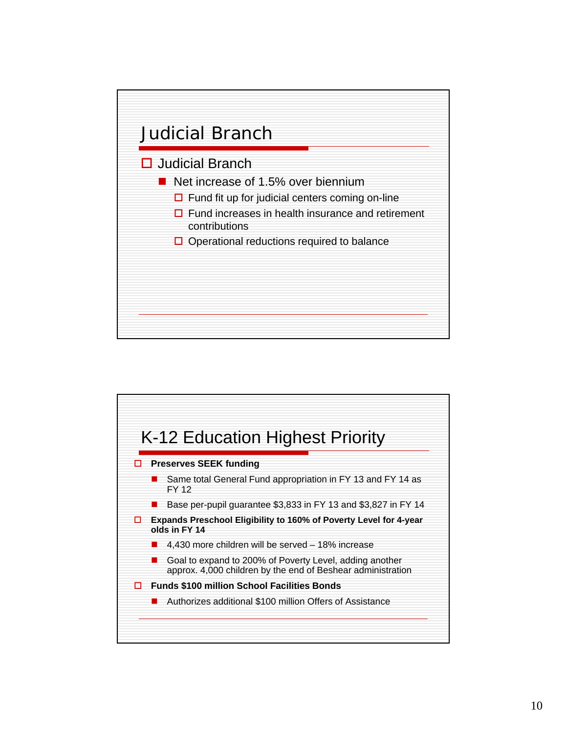# Judicial Branch

- Judicial Branch
  - Net increase of 1.5% over biennium
    - Fund fit up for judicial centers coming on-line
    - Fund increases in health insurance and retirement contributions
    - Operational reductions required to balance

# K-12 Education Highest Priority

- **Preserves SEEK funding**
  - Same total General Fund appropriation in FY 13 and FY 14 as FY 12
  - Base per-pupil guarantee $3,833 in FY 13 and $3,827 in FY 14
- **Expands Preschool Eligibility to 160% of Poverty Level for 4-year olds in FY 14**
  - 4,430 more children will be served – 18% increase
  - Goal to expand to 200% of Poverty Level, adding another approx. 4,000 children by the end of Beshear administration
- **Funds $100 million School Facilities Bonds**
  - Authorizes additional $100 million Offers of Assistance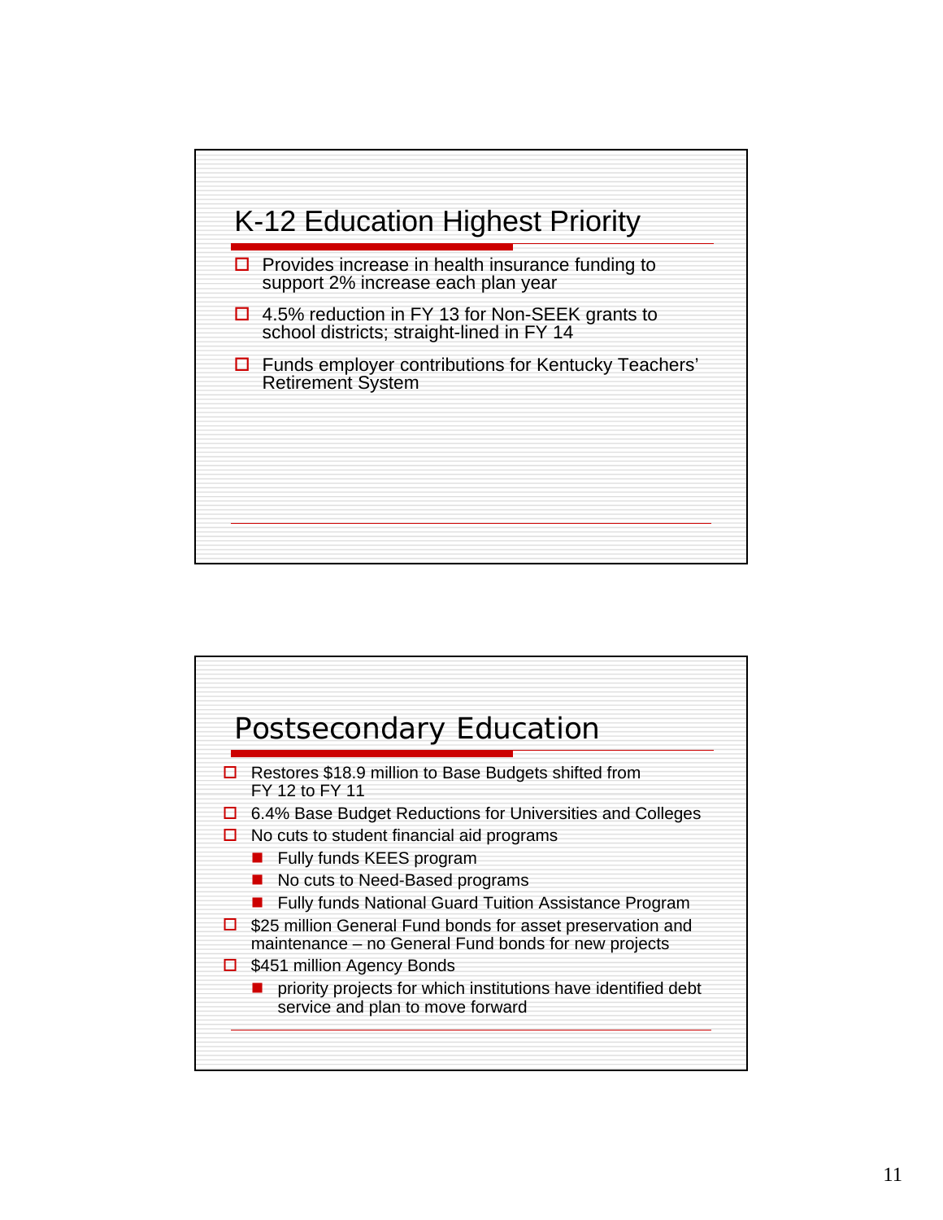## K-12 Education Highest Priority

- Provides increase in health insurance funding to support 2% increase each plan year
- 4.5% reduction in FY 13 for Non-SEEK grants to school districts; straight-lined in FY 14
- Funds employer contributions for Kentucky Teachers' Retirement System

## Postsecondary Education

- Restores $18.9 million to Base Budgets shifted from FY 12 to FY 11
- 6.4% Base Budget Reductions for Universities and Colleges
- No cuts to student financial aid programs
  - Fully funds KEES program
  - No cuts to Need-Based programs
  - Fully funds National Guard Tuition Assistance Program
- $25 million General Fund bonds for asset preservation and maintenance – no General Fund bonds for new projects
- $451 million Agency Bonds
  - priority projects for which institutions have identified debt service and plan to move forward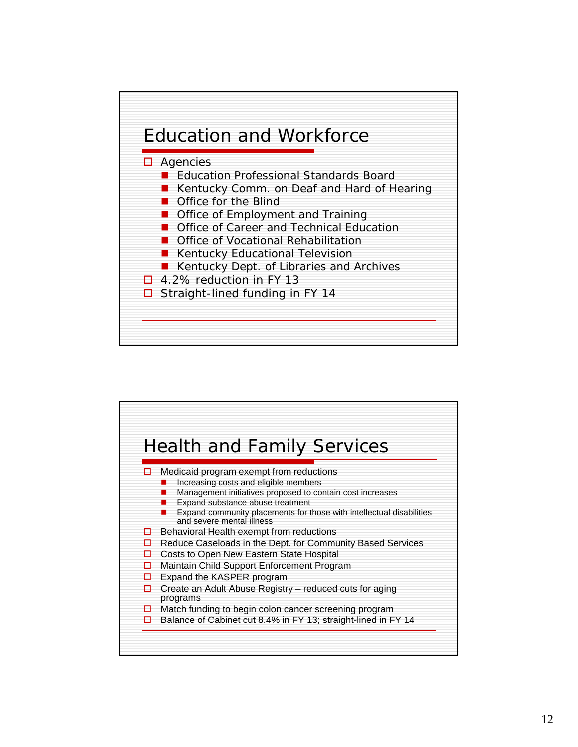## Education and Workforce

- Agencies
  - Education Professional Standards Board
  - Kentucky Comm. on Deaf and Hard of Hearing
  - Office for the Blind
  - Office of Employment and Training
  - Office of Career and Technical Education
  - Office of Vocational Rehabilitation
  - Kentucky Educational Television
  - Kentucky Dept. of Libraries and Archives
- 4.2% reduction in FY 13
- Straight-lined funding in FY 14

## Health and Family Services

- Medicaid program exempt from reductions
  - Increasing costs and eligible members
  - Management initiatives proposed to contain cost increases
  - Expand substance abuse treatment
  - Expand community placements for those with intellectual disabilities and severe mental illness
- Behavioral Health exempt from reductions
- Reduce Caseloads in the Dept. for Community Based Services
- Costs to Open New Eastern State Hospital
- Maintain Child Support Enforcement Program
- Expand the KASPER program
- Create an Adult Abuse Registry – reduced cuts for aging programs
- Match funding to begin colon cancer screening program
- Balance of Cabinet cut 8.4% in FY 13; straight-lined in FY 14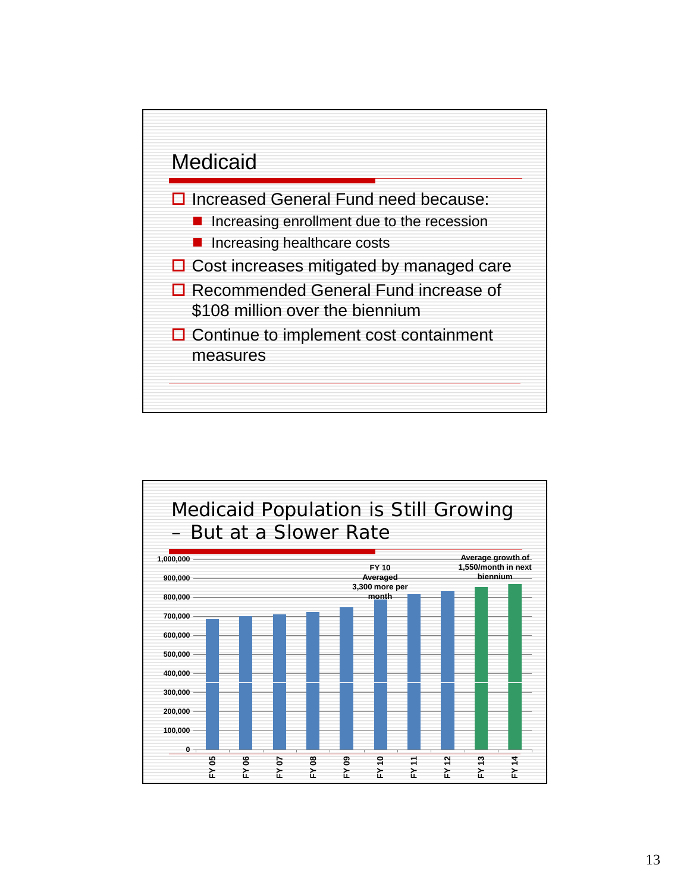## Medicaid

- Increased General Fund need because:
  - Increasing enrollment due to the recession
  - Increasing healthcare costs
- Cost increases mitigated by managed care
- Recommended General Fund increase of $108 million over the biennium
- Continue to implement cost containment measures

## Medicaid Population is Still Growing – But at a Slower Rate

1,000,000
900,000
800,000
700,000
600,000
500,000
400,000
300,000
200,000
100,000
0

FY 10 Averaged 3,300 more per month

Average growth of 1,550/month in next biennium

FY 05 FY 06 FY 07 FY 08 FY 09 FY 10 FY 11 FY 12 FY 13 FY 14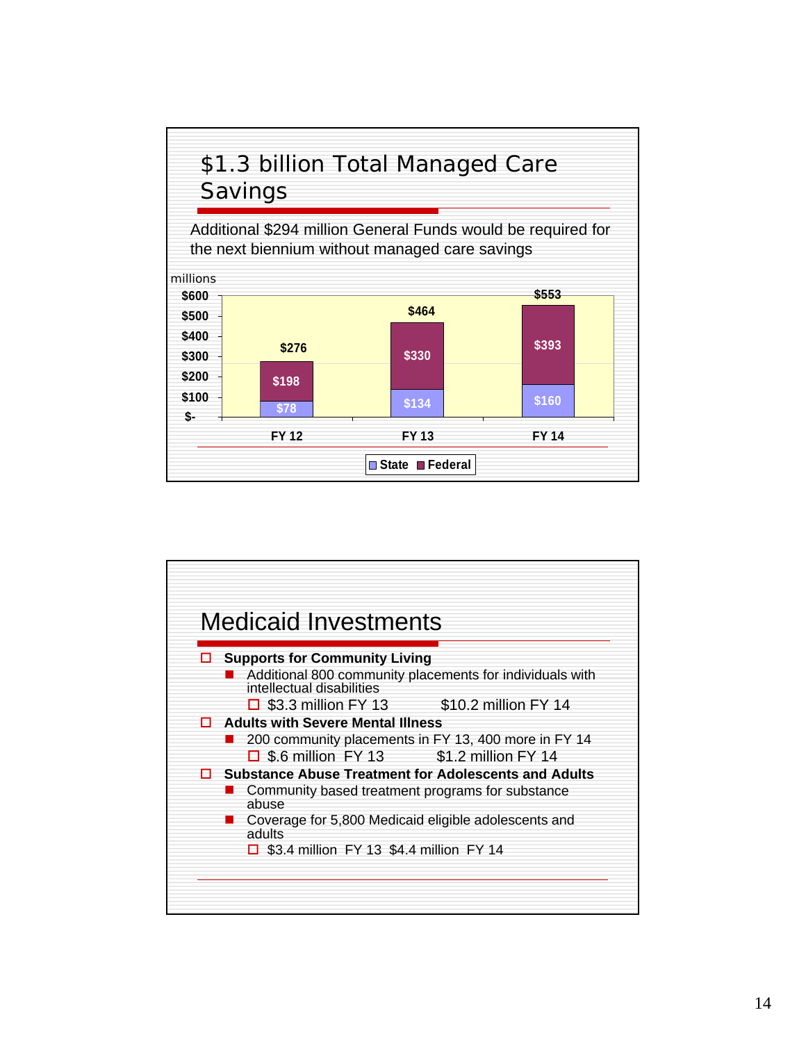## $1.3 billion Total Managed Care Savings

Additional $294 million General Funds would be required for the next biennium without managed care savings

millions

| | FY 12 | FY 13 | FY 14 |
|---|---|---|---|
| State | $78 | $134 | $160 |
| Federal | $198 | $330 | $393 |
| Total | $276 | $464 | $553 |

## Medicaid Investments

- **Supports for Community Living**
  - Additional 800 community placements for individuals with intellectual disabilities
    - $3.3 million FY 13 $10.2 million FY 14
- **Adults with Severe Mental Illness**
  - 200 community placements in FY 13, 400 more in FY 14
    - $.6 million FY 13 $1.2 million FY 14
- **Substance Abuse Treatment for Adolescents and Adults**
  - Community based treatment programs for substance abuse
  - Coverage for 5,800 Medicaid eligible adolescents and adults
    - $3.4 million FY 13 $4.4 million FY 14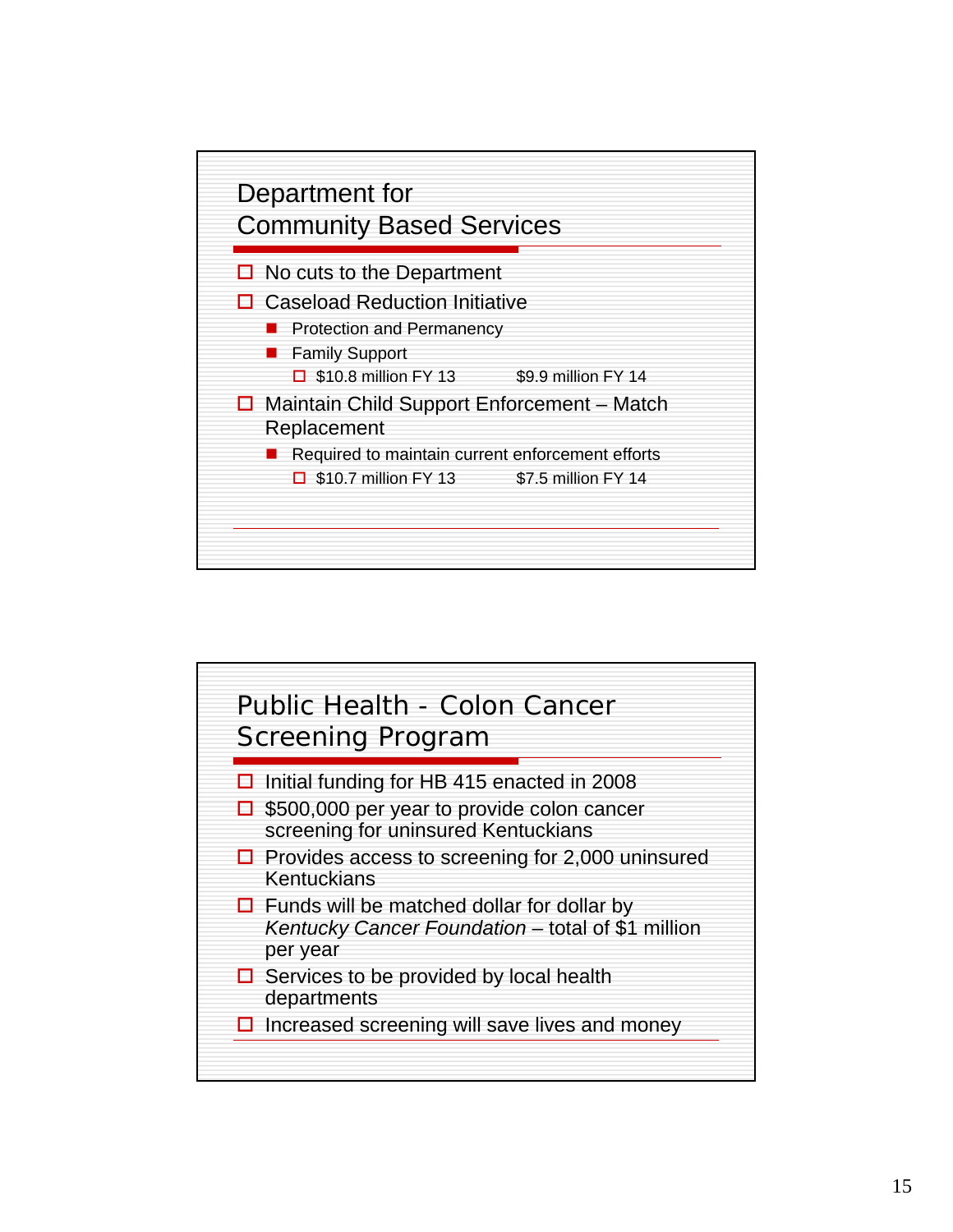## Department for Community Based Services

- No cuts to the Department
- Caseload Reduction Initiative
  - Protection and Permanency
  - Family Support
    - $10.8 million FY 13 $9.9 million FY 14
- Maintain Child Support Enforcement – Match Replacement
  - Required to maintain current enforcement efforts
    - $10.7 million FY 13 $7.5 million FY 14

## Public Health - Colon Cancer Screening Program

- Initial funding for HB 415 enacted in 2008
- $500,000 per year to provide colon cancer screening for uninsured Kentuckians
- Provides access to screening for 2,000 uninsured Kentuckians
- Funds will be matched dollar for dollar by *Kentucky Cancer Foundation* – total of $1 million per year
- Services to be provided by local health departments
- Increased screening will save lives and money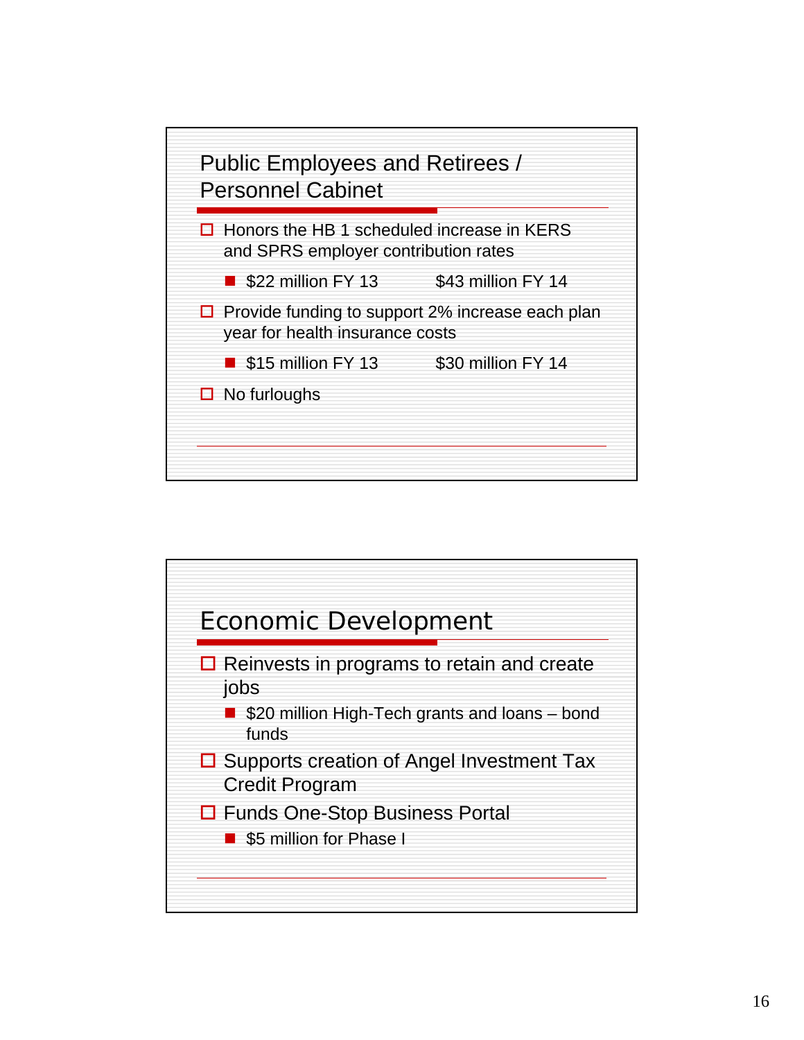## Public Employees and Retirees / Personnel Cabinet

- Honors the HB 1 scheduled increase in KERS and SPRS employer contribution rates
  - $22 million FY 13 $43 million FY 14
- Provide funding to support 2% increase each plan year for health insurance costs
  - $15 million FY 13 $30 million FY 14
- No furloughs

## Economic Development

- Reinvests in programs to retain and create jobs
  - $20 million High-Tech grants and loans – bond funds
- Supports creation of Angel Investment Tax Credit Program
- Funds One-Stop Business Portal
  - $5 million for Phase I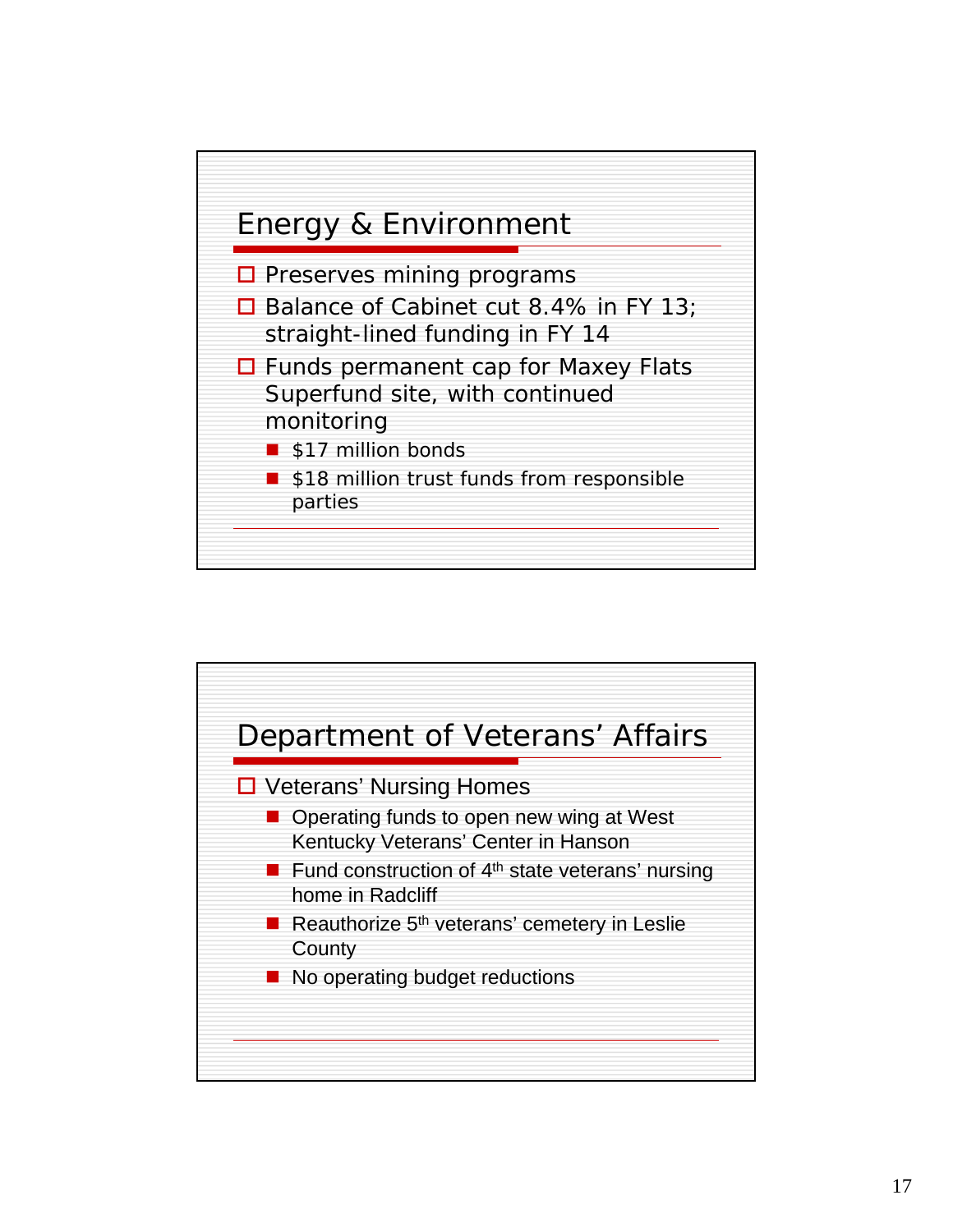## Energy & Environment

- Preserves mining programs
- Balance of Cabinet cut 8.4% in FY 13; straight-lined funding in FY 14
- Funds permanent cap for Maxey Flats Superfund site, with continued monitoring
  - $17 million bonds
  - $18 million trust funds from responsible parties

## Department of Veterans' Affairs

- Veterans' Nursing Homes
  - Operating funds to open new wing at West Kentucky Veterans' Center in Hanson
  - Fund construction of 4th state veterans' nursing home in Radcliff
  - Reauthorize 5th veterans' cemetery in Leslie County
  - No operating budget reductions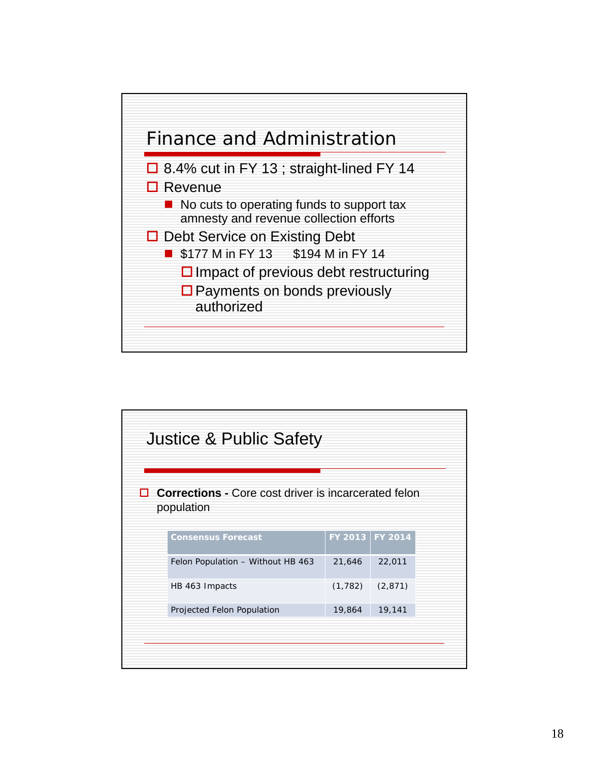## Finance and Administration

- 8.4% cut in FY 13 ; straight-lined FY 14
- Revenue
  - No cuts to operating funds to support tax amnesty and revenue collection efforts
- Debt Service on Existing Debt
  - $177 M in FY 13 $194 M in FY 14
    - Impact of previous debt restructuring
    - Payments on bonds previously authorized

## Justice & Public Safety

- **Corrections -** Core cost driver is incarcerated felon population

| Consensus Forecast | FY 2013 | FY 2014 |
|---|---|---|
| Felon Population – Without HB 463 | 21,646 | 22,011 |
| HB 463 Impacts | (1,782) | (2,871) |
| Projected Felon Population | 19,864 | 19,141 |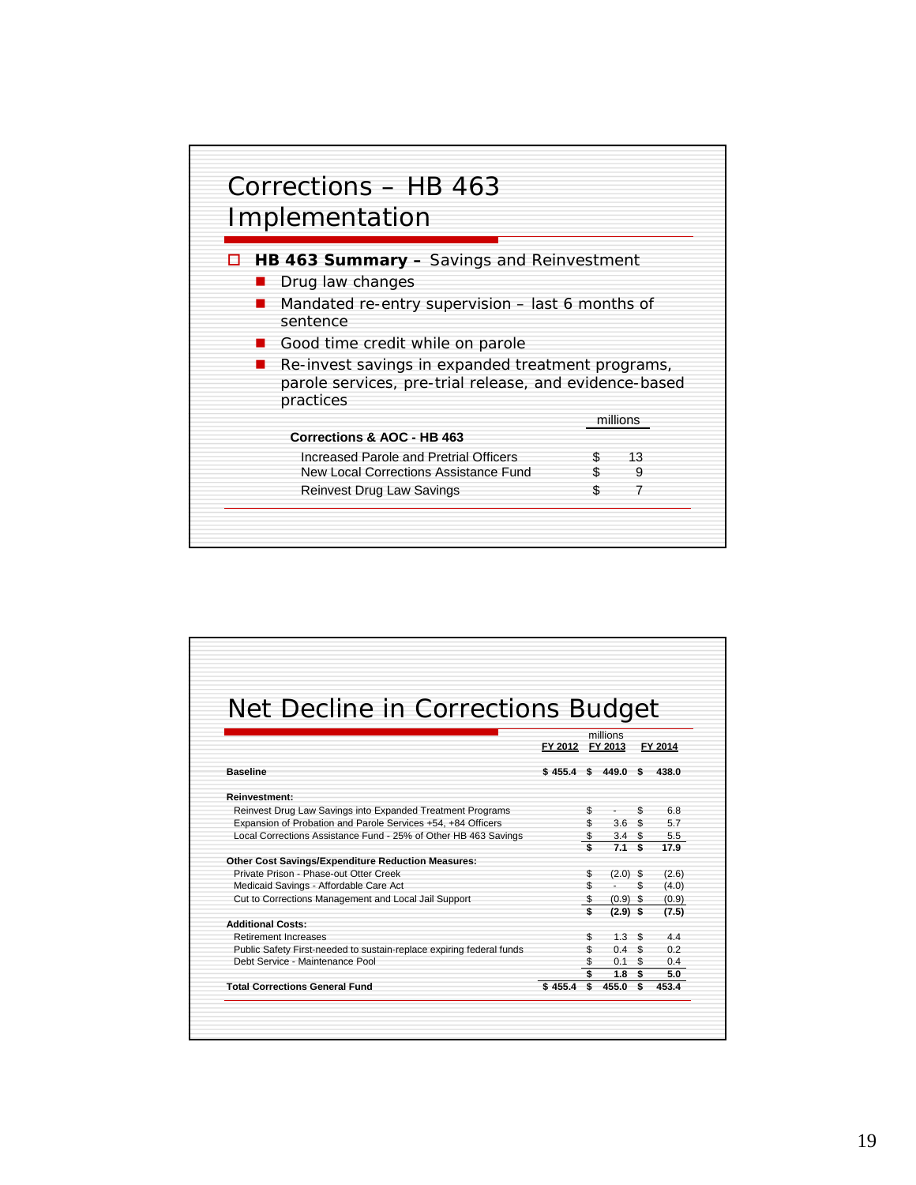# Corrections – HB 463 Implementation

- **HB 463 Summary –** Savings and Reinvestment
  - Drug law changes
  - Mandated re-entry supervision – last 6 months of sentence
  - Good time credit while on parole
  - Re-invest savings in expanded treatment programs, parole services, pre-trial release, and evidence-based practices

| **Corrections & AOC - HB 463** | millions |
|---|---|
| Increased Parole and Pretrial Officers | $ 13 |
| New Local Corrections Assistance Fund | $ 9 |
| Reinvest Drug Law Savings | $ 7 |

# Net Decline in Corrections Budget

| | FY 2012 | FY 2013 | FY 2014 |
|---|---|---|---|
| | | millions | |
| **Baseline** | $ 455.4 | $ 449.0 | $ 438.0 |
| **Reinvestment:** | | | |
| Reinvest Drug Law Savings into Expanded Treatment Programs | | $ - | $ 6.8 |
| Expansion of Probation and Parole Services +54, +84 Officers | | $ 3.6 | $ 5.7 |
| Local Corrections Assistance Fund - 25% of Other HB 463 Savings | | $ 3.4 | $ 5.5 |
| | | **$ 7.1** | **$ 17.9** |
| **Other Cost Savings/Expenditure Reduction Measures:** | | | |
| Private Prison - Phase-out Otter Creek | | $ (2.0) | $ (2.6) |
| Medicaid Savings - Affordable Care Act | | $ - | $ (4.0) |
| Cut to Corrections Management and Local Jail Support | | $ (0.9) | $ (0.9) |
| | | **$ (2.9)** | **$ (7.5)** |
| **Additional Costs:** | | | |
| Retirement Increases | | $ 1.3 | $ 4.4 |
| Public Safety First-needed to sustain-replace expiring federal funds | | $ 0.4 | $ 0.2 |
| Debt Service - Maintenance Pool | | $ 0.1 | $ 0.4 |
| | | **$ 1.8** | **$ 5.0** |
| **Total Corrections General Fund** | **$ 455.4** | **$ 455.0** | **$ 453.4** |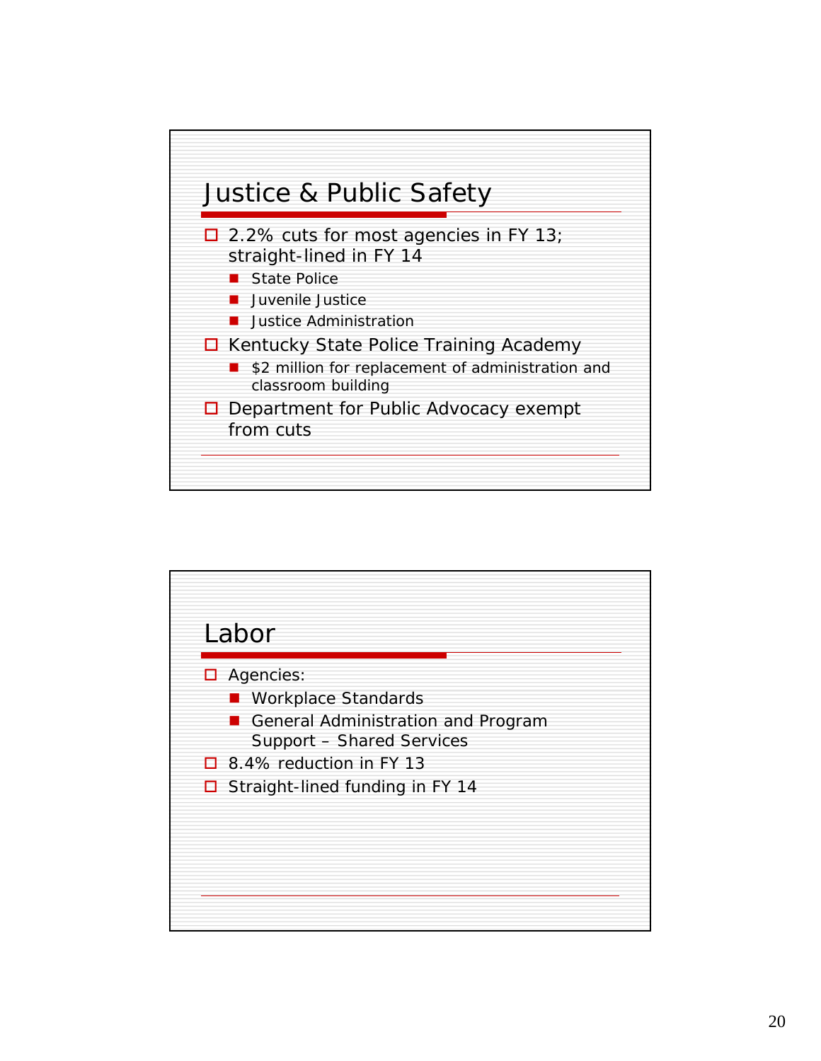## Justice & Public Safety

- 2.2% cuts for most agencies in FY 13; straight-lined in FY 14
  - State Police
  - Juvenile Justice
  - Justice Administration
- Kentucky State Police Training Academy
  - $2 million for replacement of administration and classroom building
- Department for Public Advocacy exempt from cuts

## Labor

- Agencies:
  - Workplace Standards
  - General Administration and Program Support – Shared Services
- 8.4% reduction in FY 13
- Straight-lined funding in FY 14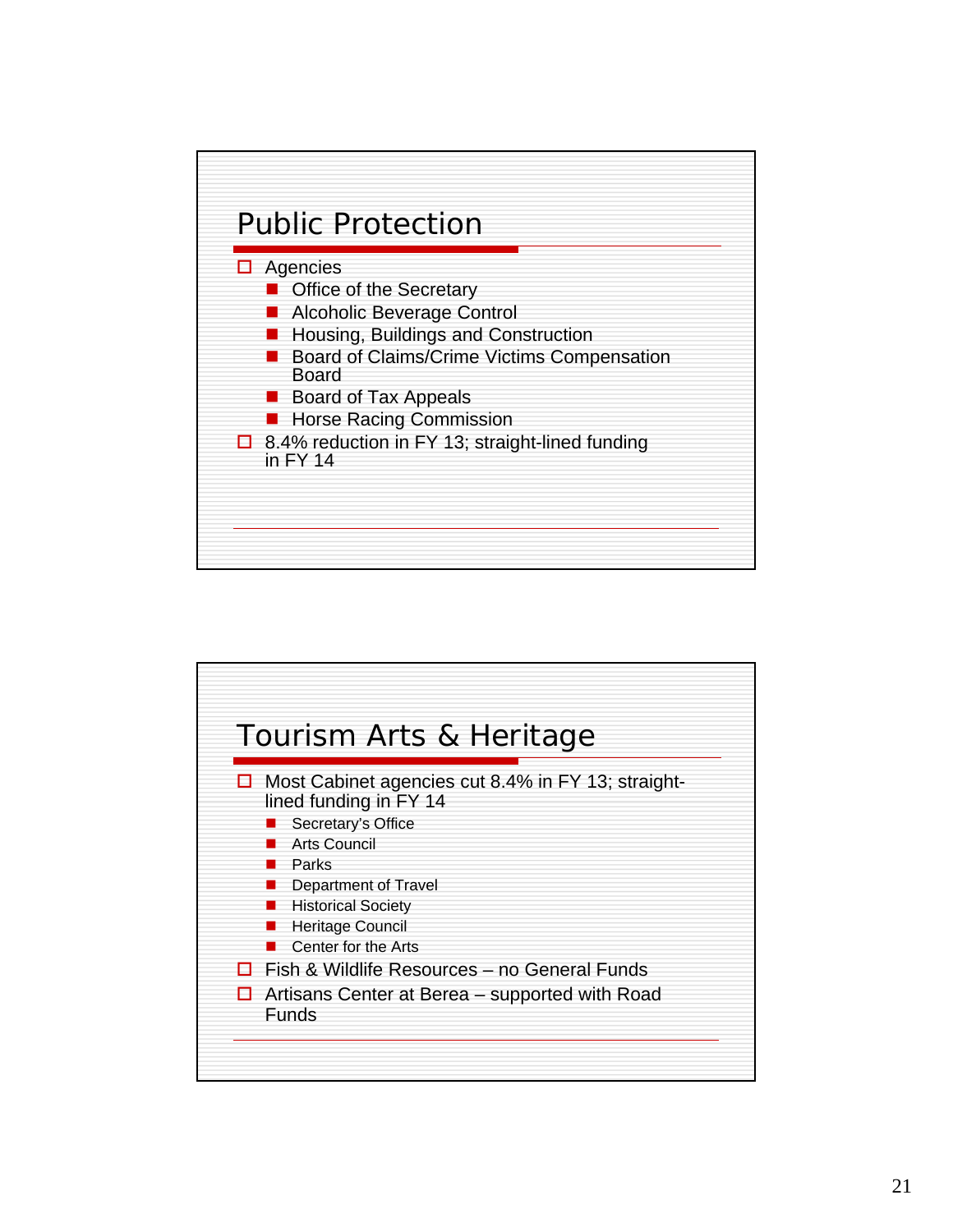## Public Protection

- Agencies
  - Office of the Secretary
  - Alcoholic Beverage Control
  - Housing, Buildings and Construction
  - Board of Claims/Crime Victims Compensation Board
  - Board of Tax Appeals
  - Horse Racing Commission
- 8.4% reduction in FY 13; straight-lined funding in FY 14

## Tourism Arts & Heritage

- Most Cabinet agencies cut 8.4% in FY 13; straight-lined funding in FY 14
  - Secretary's Office
  - Arts Council
  - Parks
  - Department of Travel
  - Historical Society
  - Heritage Council
  - Center for the Arts
- Fish & Wildlife Resources – no General Funds
- Artisans Center at Berea – supported with Road Funds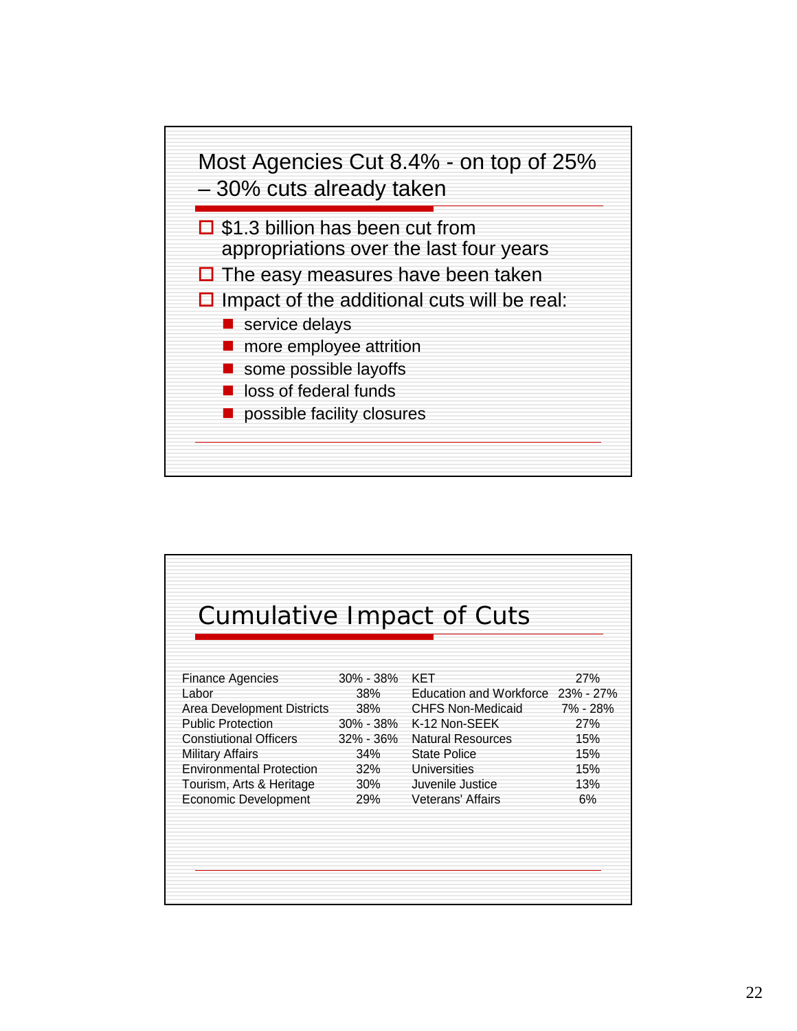## Most Agencies Cut 8.4% - on top of 25% – 30% cuts already taken

- $1.3 billion has been cut from appropriations over the last four years
- The easy measures have been taken
- Impact of the additional cuts will be real:
  - service delays
  - more employee attrition
  - some possible layoffs
  - loss of federal funds
  - possible facility closures

## Cumulative Impact of Cuts

| | | | |
|---|---|---|---|
| Finance Agencies | 30% - 38% | KET | 27% |
| Labor | 38% | Education and Workforce | 23% - 27% |
| Area Development Districts | 38% | CHFS Non-Medicaid | 7% - 28% |
| Public Protection | 30% - 38% | K-12 Non-SEEK | 27% |
| Constiutional Officers | 32% - 36% | Natural Resources | 15% |
| Military Affairs | 34% | State Police | 15% |
| Environmental Protection | 32% | Universities | 15% |
| Tourism, Arts & Heritage | 30% | Juvenile Justice | 13% |
| Economic Development | 29% | Veterans' Affairs | 6% |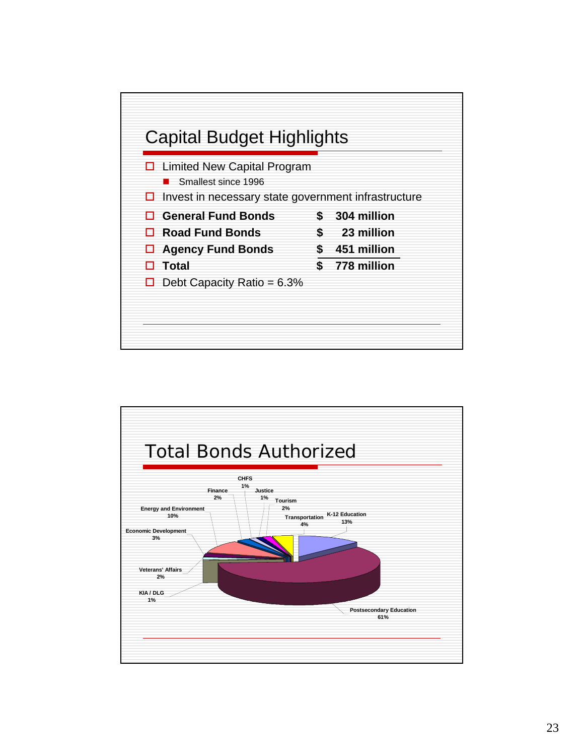## Capital Budget Highlights

- Limited New Capital Program
  - Smallest since 1996
- Invest in necessary state government infrastructure

| | |
|---|---|
| **General Fund Bonds** | **$ 304 million** |
| **Road Fund Bonds** | **$ 23 million** |
| **Agency Fund Bonds** | **$ 451 million** |
| **Total** | **$ 778 million** |

- Debt Capacity Ratio = 6.3%

## Total Bonds Authorized

| Category | Share |
|---|---|
| Postsecondary Education | 61% |
| K-12 Education | 13% |
| Energy and Environment | 10% |
| Transportation | 4% |
| Economic Development | 3% |
| Tourism | 2% |
| Finance | 2% |
| Veterans' Affairs | 2% |
| CHFS | 1% |
| Justice | 1% |
| KIA / DLG | 1% |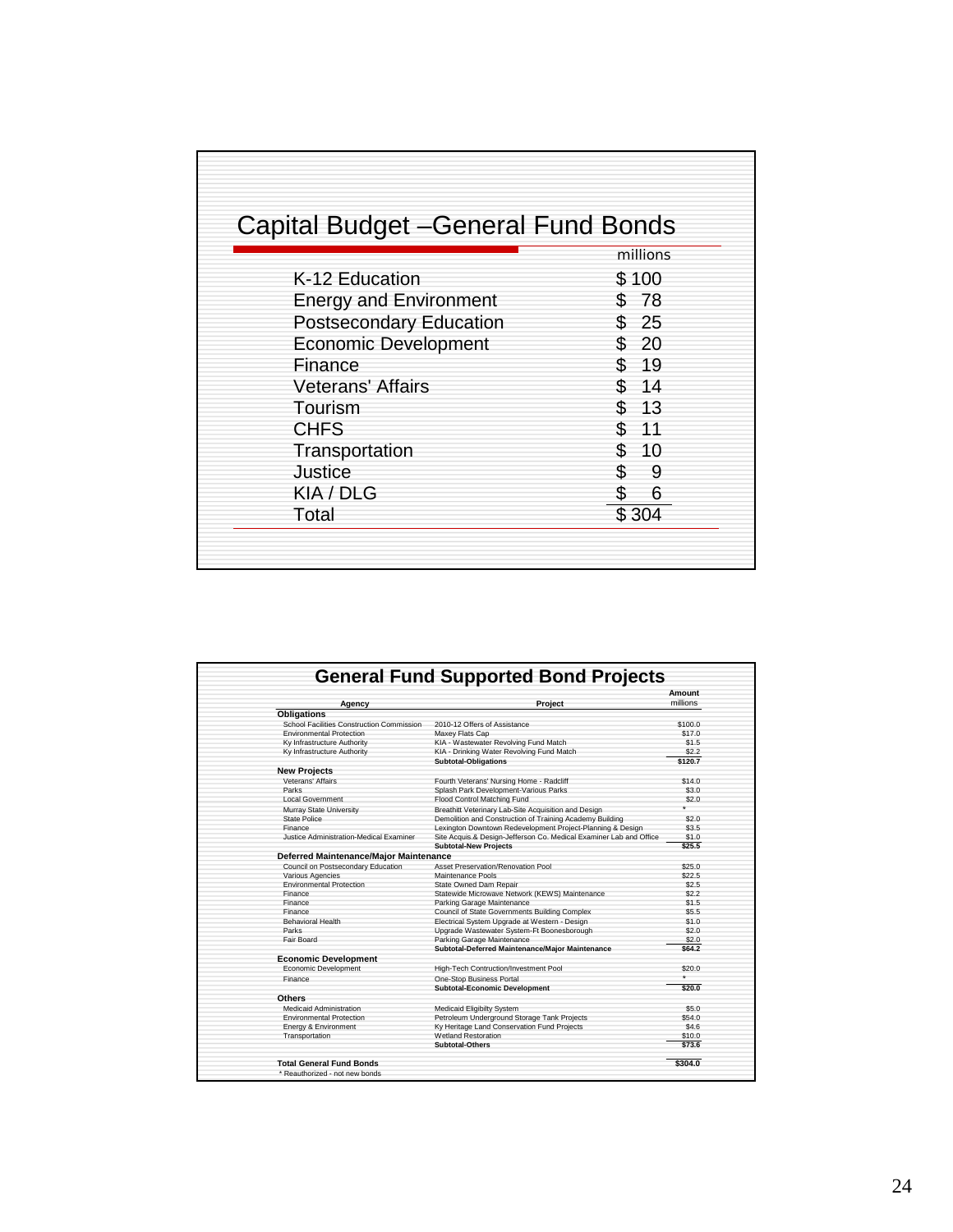## Capital Budget –General Fund Bonds

| | millions |
|---|---|
| K-12 Education | $ 100 |
| Energy and Environment | $ 78 |
| Postsecondary Education | $ 25 |
| Economic Development | $ 20 |
| Finance | $ 19 |
| Veterans' Affairs | $ 14 |
| Tourism | $ 13 |
| CHFS | $ 11 |
| Transportation | $ 10 |
| Justice | $ 9 |
| KIA / DLG | $ 6 |
| Total | $ 304 |

## General Fund Supported Bond Projects

| Agency | Project | Amount millions |
|---|---|---|
| **Obligations** | | |
| School Facilities Construction Commission | 2010-12 Offers of Assistance | $100.0 |
| Environmental Protection | Maxey Flats Cap | $17.0 |
| Ky Infrastructure Authority | KIA - Wastewater Revolving Fund Match | $1.5 |
| Ky Infrastructure Authority | KIA - Drinking Water Revolving Fund Match | $2.2 |
| | **Subtotal-Obligations** | **$120.7** |
| **New Projects** | | |
| Veterans' Affairs | Fourth Veterans' Nursing Home - Radcliff | $14.0 |
| Parks | Splash Park Development-Various Parks | $3.0 |
| Local Government | Flood Control Matching Fund | $2.0 |
| Murray State University | Breathitt Veterinary Lab-Site Acquisition and Design | * |
| State Police | Demolition and Construction of Training Academy Building | $2.0 |
| Finance | Lexington Downtown Redevelopment Project-Planning & Design | $3.5 |
| Justice Administration-Medical Examiner | Site Acquis.& Design-Jefferson Co. Medical Examiner Lab and Office | $1.0 |
| | **Subtotal-New Projects** | **$25.5** |
| **Deferred Maintenance/Major Maintenance** | | |
| Council on Postsecondary Education | Asset Preservation/Renovation Pool | $25.0 |
| Various Agencies | Maintenance Pools | $22.5 |
| Environmental Protection | State Owned Dam Repair | $2.5 |
| Finance | Statewide Microwave Network (KEWS) Maintenance | $2.2 |
| Finance | Parking Garage Maintenance | $1.5 |
| Finance | Council of State Governments Building Complex | $5.5 |
| Behavioral Health | Electrical System Upgrade at Western - Design | $1.0 |
| Parks | Upgrade Wastewater System-Ft Boonesborough | $2.0 |
| Fair Board | Parking Garage Maintenance | $2.0 |
| | **Subtotal-Deferred Maintenance/Major Maintenance** | **$64.2** |
| **Economic Development** | | |
| Economic Development | High-Tech Contruction/Investment Pool | $20.0 |
| Finance | One-Stop Business Portal | * |
| | **Subtotal-Economic Development** | **$20.0** |
| **Others** | | |
| Medicaid Administration | Medicaid Eligibilty System | $5.0 |
| Environmental Protection | Petroleum Underground Storage Tank Projects | $54.0 |
| Energy & Environment | Ky Heritage Land Conservation Fund Projects | $4.6 |
| Transportation | Wetland Restoration | $10.0 |
| | **Subtotal-Others** | **$73.6** |
| **Total General Fund Bonds** | | **$304.0** |

\* Reauthorized - not new bonds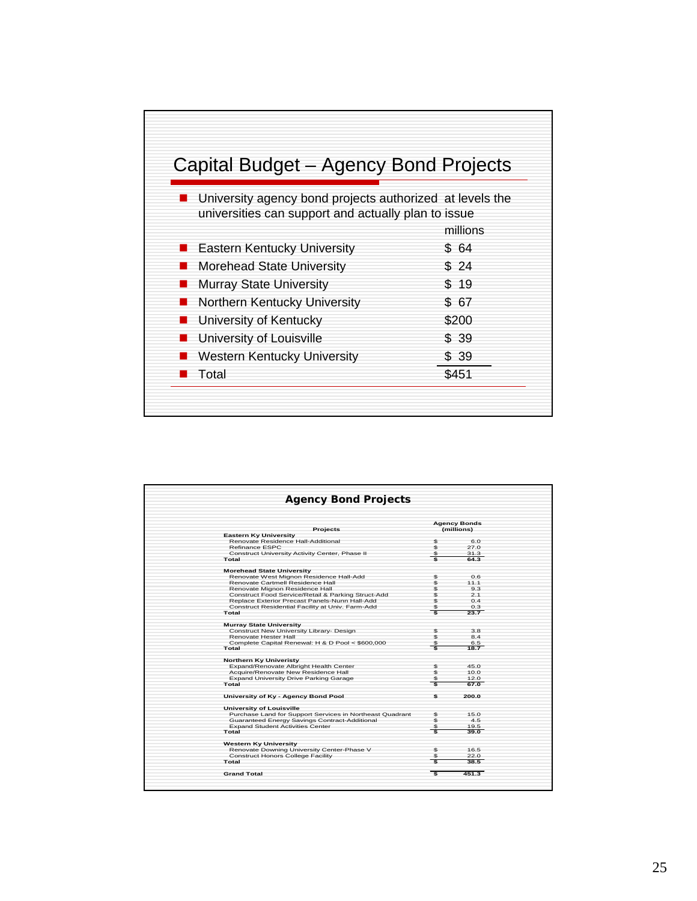## Capital Budget – Agency Bond Projects

- University agency bond projects authorized at levels the universities can support and actually plan to issue

| | millions |
|---|---|
| Eastern Kentucky University | $ 64 |
| Morehead State University | $ 24 |
| Murray State University | $ 19 |
| Northern Kentucky University | $ 67 |
| University of Kentucky | $200 |
| University of Louisville | $ 39 |
| Western Kentucky University | $ 39 |
| Total | $451 |

### Agency Bond Projects

| Projects | Agency Bonds (millions) |
|---|---|
| **Eastern Ky University** | |
| Renovate Residence Hall-Additional | $ 6.0 |
| Refinance ESPC | $ 27.0 |
| Construct University Activity Center, Phase II | $ 31.3 |
| **Total** | **$ 64.3** |
| **Morehead State University** | |
| Renovate West Mignon Residence Hall-Add | $ 0.6 |
| Renovate Cartmell Residence Hall | $ 11.1 |
| Renovate Mignon Residence Hall | $ 9.3 |
| Construct Food Service/Retail & Parking Struct-Add | $ 2.1 |
| Replace Exterior Precast Panels-Nunn Hall-Add | $ 0.4 |
| Construct Residential Facility at Univ. Farm-Add | $ 0.3 |
| **Total** | **$ 23.7** |
| **Murray State University** | |
| Construct New University Library- Design | $ 3.8 |
| Renovate Hester Hall | $ 8.4 |
| Complete Capital Renewal: H & D Pool < $600,000 | $ 6.5 |
| **Total** | **$ 18.7** |
| **Northern Ky Univeristy** | |
| Expand/Renovate Albright Health Center | $ 45.0 |
| Acquire/Renovate New Residence Hall | $ 10.0 |
| Expand University Drive Parking Garage | $ 12.0 |
| **Total** | **$ 67.0** |
| **University of Ky - Agency Bond Pool** | **$ 200.0** |
| **University of Louisville** | |
| Purchase Land for Support Services in Northeast Quadrant | $ 15.0 |
| Guaranteed Energy Savings Contract-Additional | $ 4.5 |
| Expand Student Activities Center | $ 19.5 |
| **Total** | **$ 39.0** |
| **Western Ky University** | |
| Renovate Downing University Center-Phase V | $ 16.5 |
| Construct Honors College Facility | $ 22.0 |
| **Total** | **$ 38.5** |
| **Grand Total** | **$ 451.3** |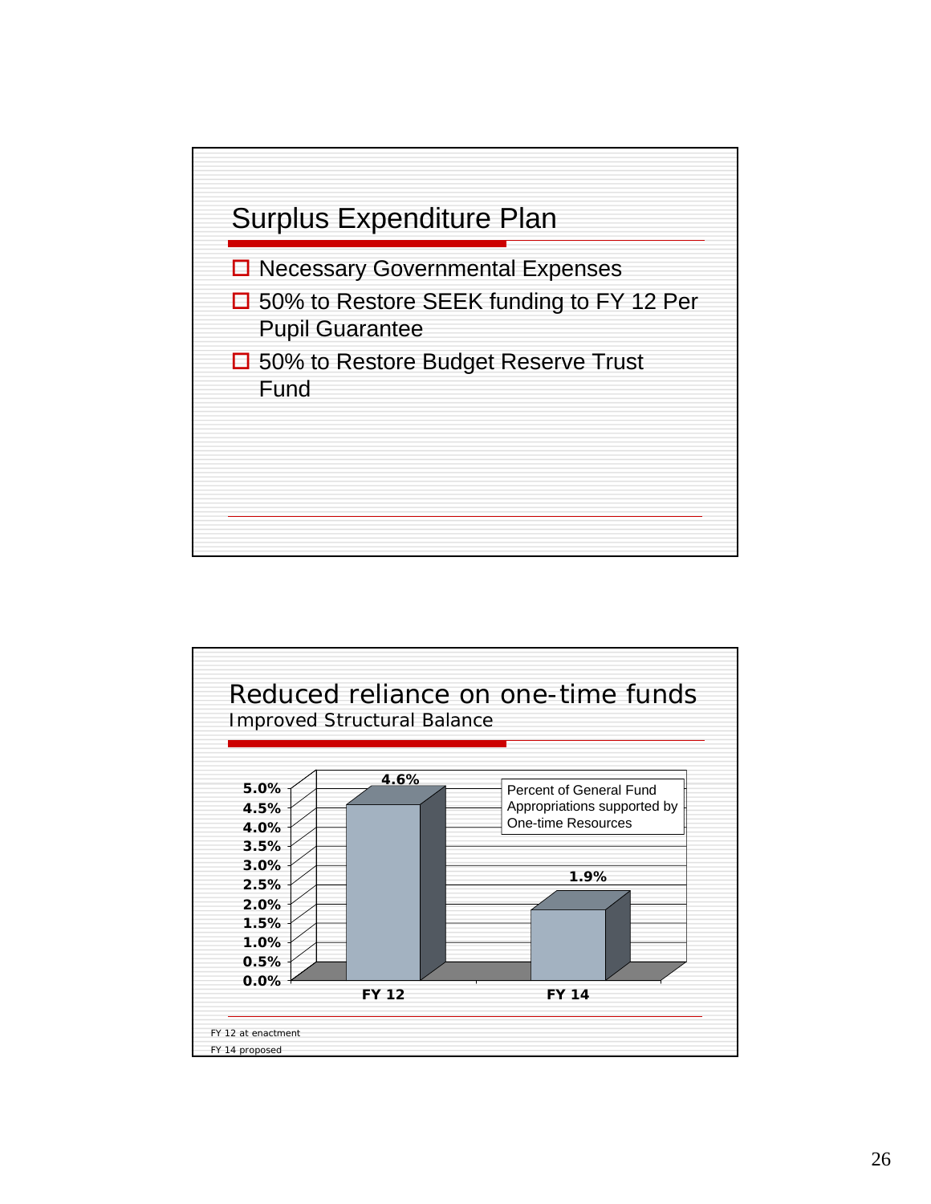## Surplus Expenditure Plan

- Necessary Governmental Expenses
- 50% to Restore SEEK funding to FY 12 Per Pupil Guarantee
- 50% to Restore Budget Reserve Trust Fund

## Reduced reliance on one-time funds

### Improved Structural Balance

Percent of General Fund Appropriations supported by One-time Resources

| Fiscal Year | Percent |
|---|---|
| FY 12 | 4.6% |
| FY 14 | 1.9% |

FY 12 at enactment

FY 14 proposed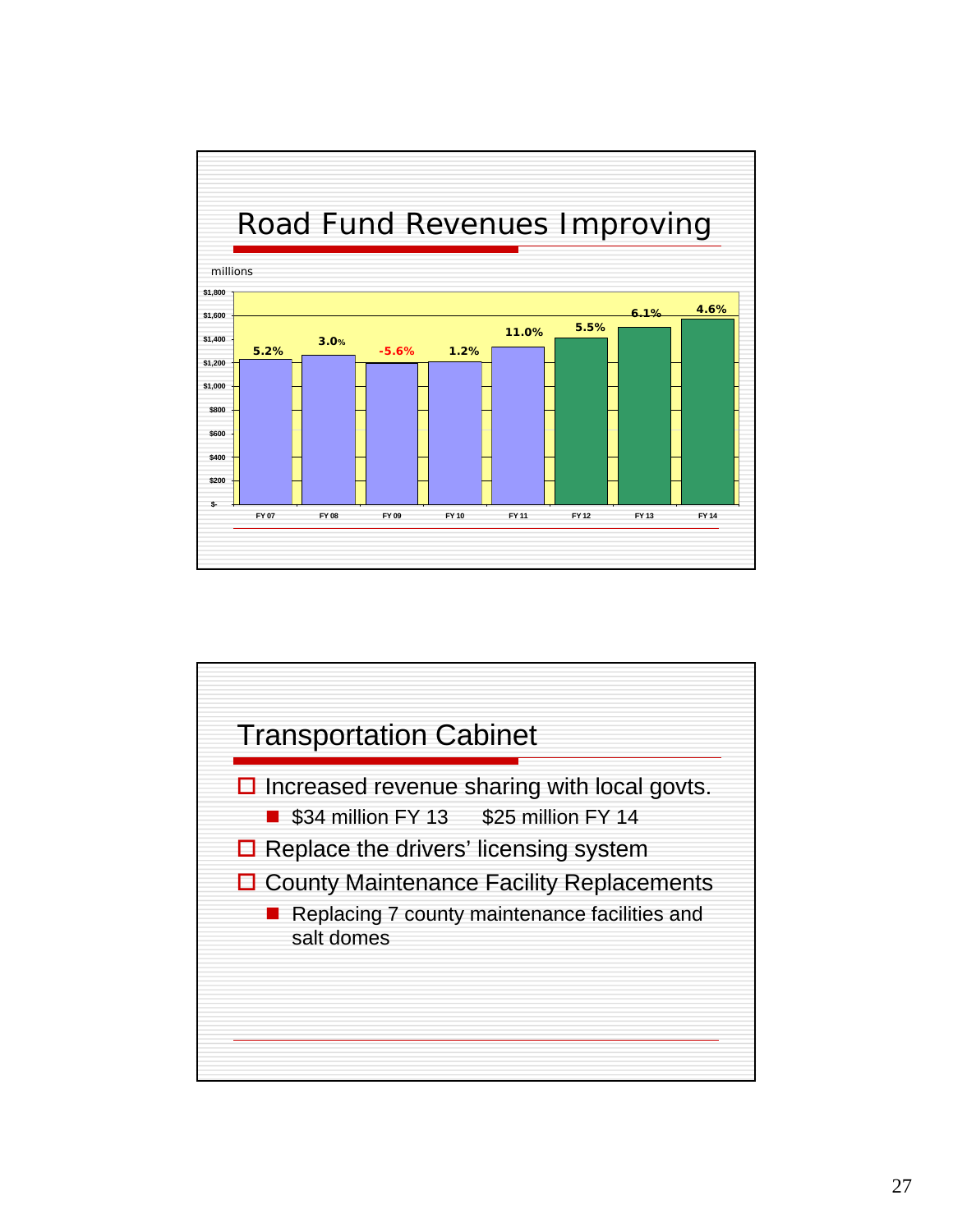## Road Fund Revenues Improving

millions

| | FY 07 | FY 08 | FY 09 | FY 10 | FY 11 | FY 12 | FY 13 | FY 14 |
|---|---|---|---|---|---|---|---|---|
| Growth | 5.2% | 3.0% | -5.6% | 1.2% | 11.0% | 5.5% | 6.1% | 4.6% |

## Transportation Cabinet

- Increased revenue sharing with local govts.
  - $34 million FY 13 $25 million FY 14
- Replace the drivers' licensing system
- County Maintenance Facility Replacements
  - Replacing 7 county maintenance facilities and salt domes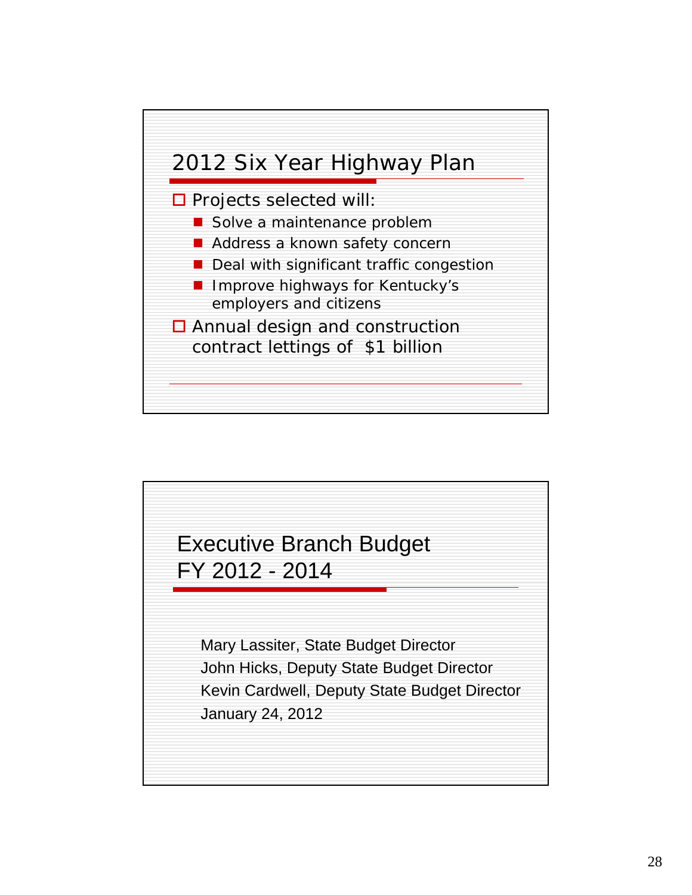## 2012 Six Year Highway Plan

- Projects selected will:
  - Solve a maintenance problem
  - Address a known safety concern
  - Deal with significant traffic congestion
  - Improve highways for Kentucky's employers and citizens
- Annual design and construction contract lettings of $1 billion

## Executive Branch Budget FY 2012 - 2014

Mary Lassiter, State Budget Director
John Hicks, Deputy State Budget Director
Kevin Cardwell, Deputy State Budget Director
January 24, 2012